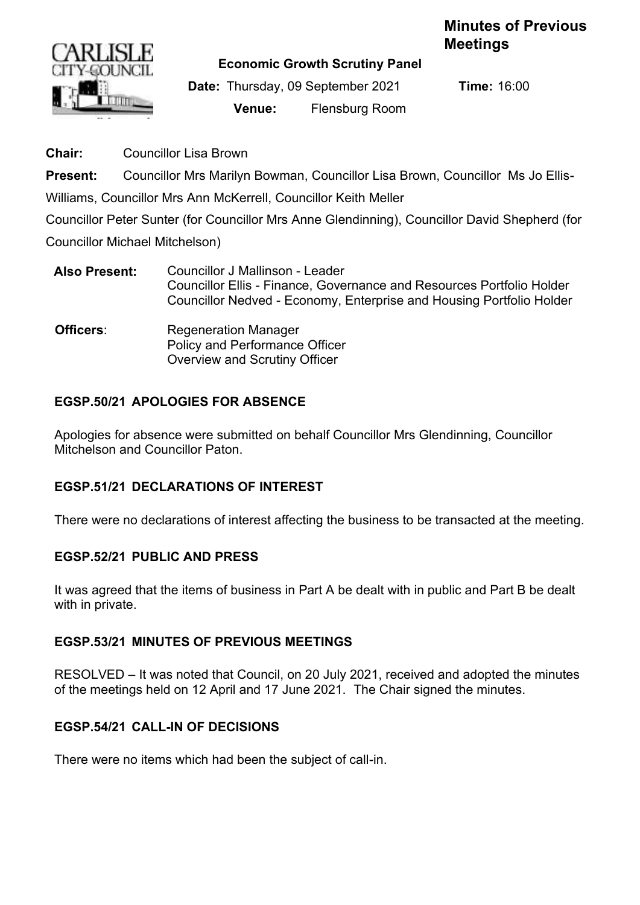Minutes of Previous Meetings

**Economic Growth Scrutiny Panel**

**Date:** Thursday, 09 September 2021 **Time:** 16:00

**Venue:** Flensburg Room

**Chair:** Councillor Lisa Brown

**Present:** Councillor Mrs Marilyn Bowman, Councillor Lisa Brown, Councillor Ms Jo Ellis-Williams, Councillor Mrs Ann McKerrell, Councillor Keith Meller
Councillor Peter Sunter (for Councillor Mrs Anne Glendinning), Councillor David Shepherd (for Councillor Michael Mitchelson)

**Also Present:** Councillor J Mallinson - Leader
Councillor Ellis - Finance, Governance and Resources Portfolio Holder
Councillor Nedved - Economy, Enterprise and Housing Portfolio Holder

**Officers**: Regeneration Manager
Policy and Performance Officer
Overview and Scrutiny Officer

## EGSP.50/21 APOLOGIES FOR ABSENCE

Apologies for absence were submitted on behalf Councillor Mrs Glendinning, Councillor Mitchelson and Councillor Paton.

## EGSP.51/21 DECLARATIONS OF INTEREST

There were no declarations of interest affecting the business to be transacted at the meeting.

## EGSP.52/21 PUBLIC AND PRESS

It was agreed that the items of business in Part A be dealt with in public and Part B be dealt with in private.

## EGSP.53/21 MINUTES OF PREVIOUS MEETINGS

RESOLVED – It was noted that Council, on 20 July 2021, received and adopted the minutes of the meetings held on 12 April and 17 June 2021. The Chair signed the minutes.

## EGSP.54/21 CALL-IN OF DECISIONS

There were no items which had been the subject of call-in.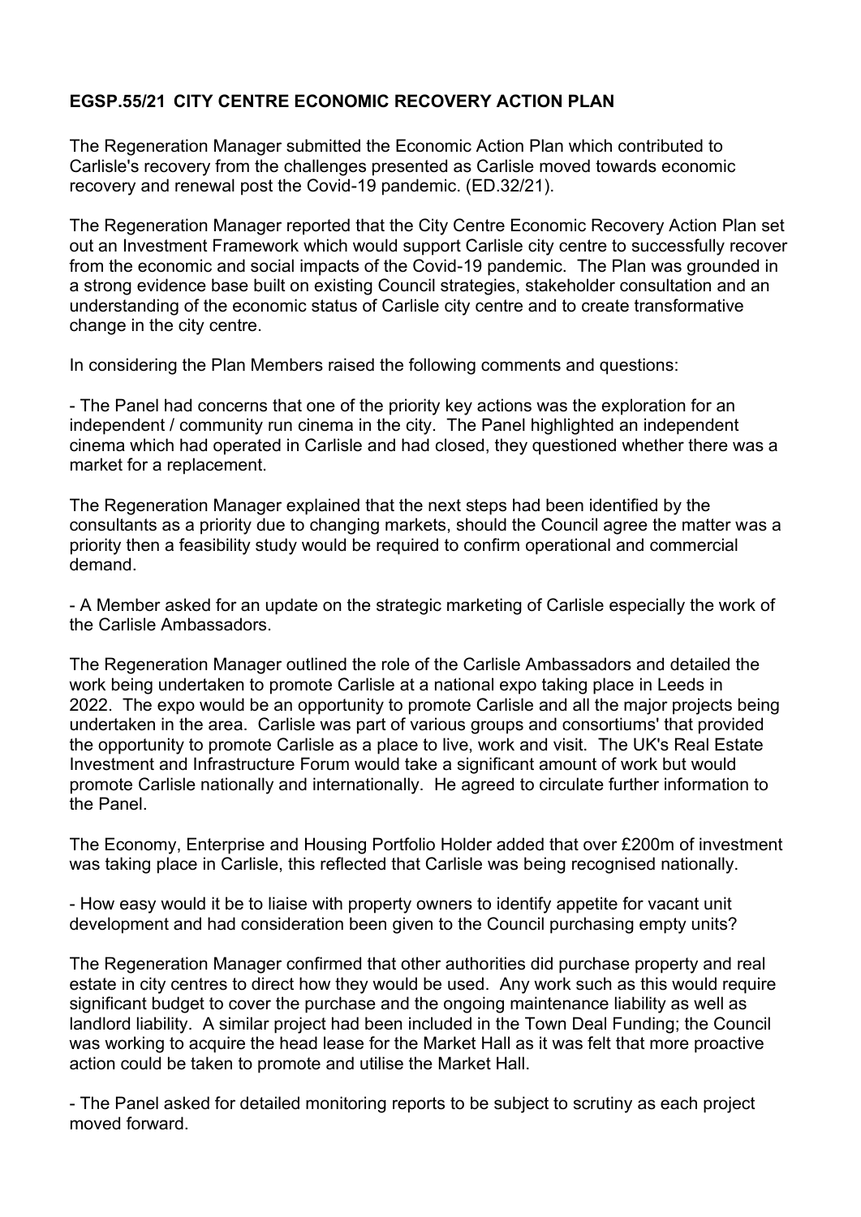**EGSP.55/21 CITY CENTRE ECONOMIC RECOVERY ACTION PLAN**

The Regeneration Manager submitted the Economic Action Plan which contributed to Carlisle's recovery from the challenges presented as Carlisle moved towards economic recovery and renewal post the Covid-19 pandemic. (ED.32/21).

The Regeneration Manager reported that the City Centre Economic Recovery Action Plan set out an Investment Framework which would support Carlisle city centre to successfully recover from the economic and social impacts of the Covid-19 pandemic. The Plan was grounded in a strong evidence base built on existing Council strategies, stakeholder consultation and an understanding of the economic status of Carlisle city centre and to create transformative change in the city centre.

In considering the Plan Members raised the following comments and questions:

- The Panel had concerns that one of the priority key actions was the exploration for an independent / community run cinema in the city. The Panel highlighted an independent cinema which had operated in Carlisle and had closed, they questioned whether there was a market for a replacement.

The Regeneration Manager explained that the next steps had been identified by the consultants as a priority due to changing markets, should the Council agree the matter was a priority then a feasibility study would be required to confirm operational and commercial demand.

- A Member asked for an update on the strategic marketing of Carlisle especially the work of the Carlisle Ambassadors.

The Regeneration Manager outlined the role of the Carlisle Ambassadors and detailed the work being undertaken to promote Carlisle at a national expo taking place in Leeds in 2022. The expo would be an opportunity to promote Carlisle and all the major projects being undertaken in the area. Carlisle was part of various groups and consortiums' that provided the opportunity to promote Carlisle as a place to live, work and visit. The UK's Real Estate Investment and Infrastructure Forum would take a significant amount of work but would promote Carlisle nationally and internationally. He agreed to circulate further information to the Panel.

The Economy, Enterprise and Housing Portfolio Holder added that over £200m of investment was taking place in Carlisle, this reflected that Carlisle was being recognised nationally.

- How easy would it be to liaise with property owners to identify appetite for vacant unit development and had consideration been given to the Council purchasing empty units?

The Regeneration Manager confirmed that other authorities did purchase property and real estate in city centres to direct how they would be used. Any work such as this would require significant budget to cover the purchase and the ongoing maintenance liability as well as landlord liability. A similar project had been included in the Town Deal Funding; the Council was working to acquire the head lease for the Market Hall as it was felt that more proactive action could be taken to promote and utilise the Market Hall.

- The Panel asked for detailed monitoring reports to be subject to scrutiny as each project moved forward.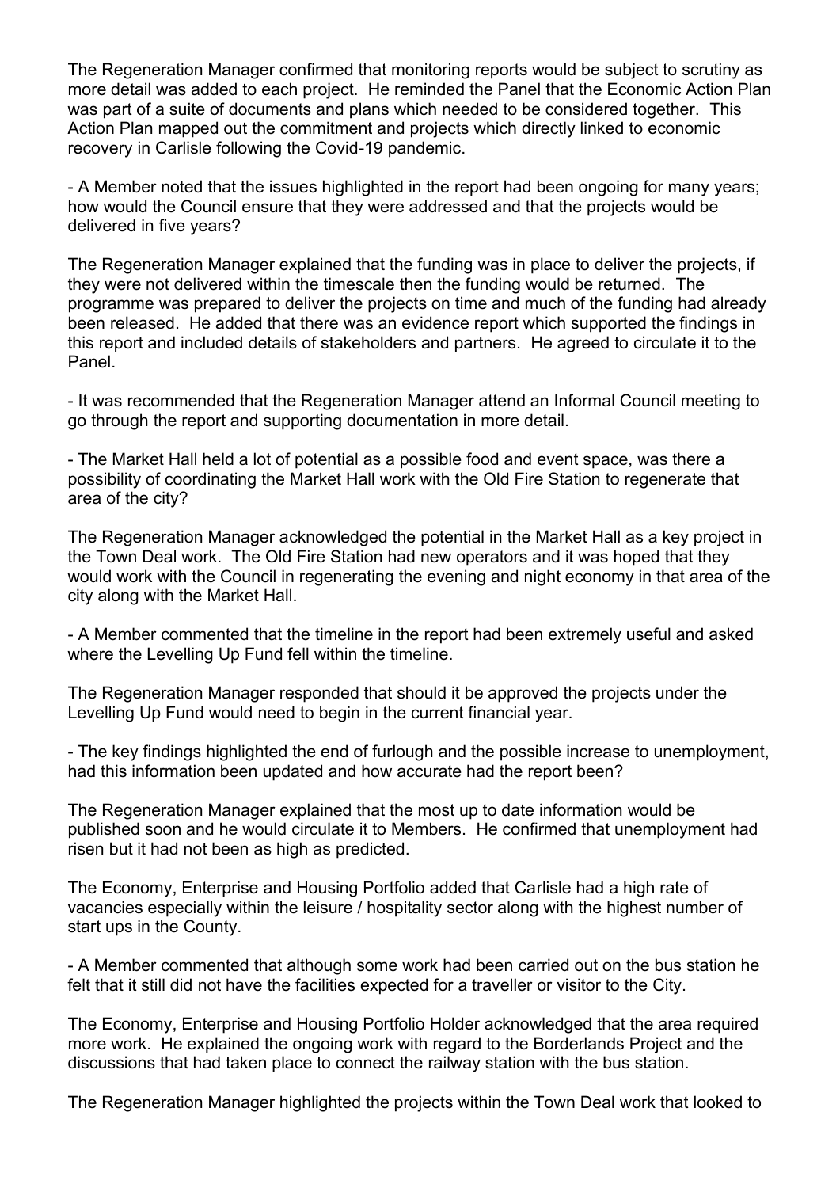The Regeneration Manager confirmed that monitoring reports would be subject to scrutiny as more detail was added to each project. He reminded the Panel that the Economic Action Plan was part of a suite of documents and plans which needed to be considered together. This Action Plan mapped out the commitment and projects which directly linked to economic recovery in Carlisle following the Covid-19 pandemic.

- A Member noted that the issues highlighted in the report had been ongoing for many years; how would the Council ensure that they were addressed and that the projects would be delivered in five years?

The Regeneration Manager explained that the funding was in place to deliver the projects, if they were not delivered within the timescale then the funding would be returned. The programme was prepared to deliver the projects on time and much of the funding had already been released. He added that there was an evidence report which supported the findings in this report and included details of stakeholders and partners. He agreed to circulate it to the Panel.

- It was recommended that the Regeneration Manager attend an Informal Council meeting to go through the report and supporting documentation in more detail.

- The Market Hall held a lot of potential as a possible food and event space, was there a possibility of coordinating the Market Hall work with the Old Fire Station to regenerate that area of the city?

The Regeneration Manager acknowledged the potential in the Market Hall as a key project in the Town Deal work. The Old Fire Station had new operators and it was hoped that they would work with the Council in regenerating the evening and night economy in that area of the city along with the Market Hall.

- A Member commented that the timeline in the report had been extremely useful and asked where the Levelling Up Fund fell within the timeline.

The Regeneration Manager responded that should it be approved the projects under the Levelling Up Fund would need to begin in the current financial year.

- The key findings highlighted the end of furlough and the possible increase to unemployment, had this information been updated and how accurate had the report been?

The Regeneration Manager explained that the most up to date information would be published soon and he would circulate it to Members. He confirmed that unemployment had risen but it had not been as high as predicted.

The Economy, Enterprise and Housing Portfolio added that Carlisle had a high rate of vacancies especially within the leisure / hospitality sector along with the highest number of start ups in the County.

- A Member commented that although some work had been carried out on the bus station he felt that it still did not have the facilities expected for a traveller or visitor to the City.

The Economy, Enterprise and Housing Portfolio Holder acknowledged that the area required more work. He explained the ongoing work with regard to the Borderlands Project and the discussions that had taken place to connect the railway station with the bus station.

The Regeneration Manager highlighted the projects within the Town Deal work that looked to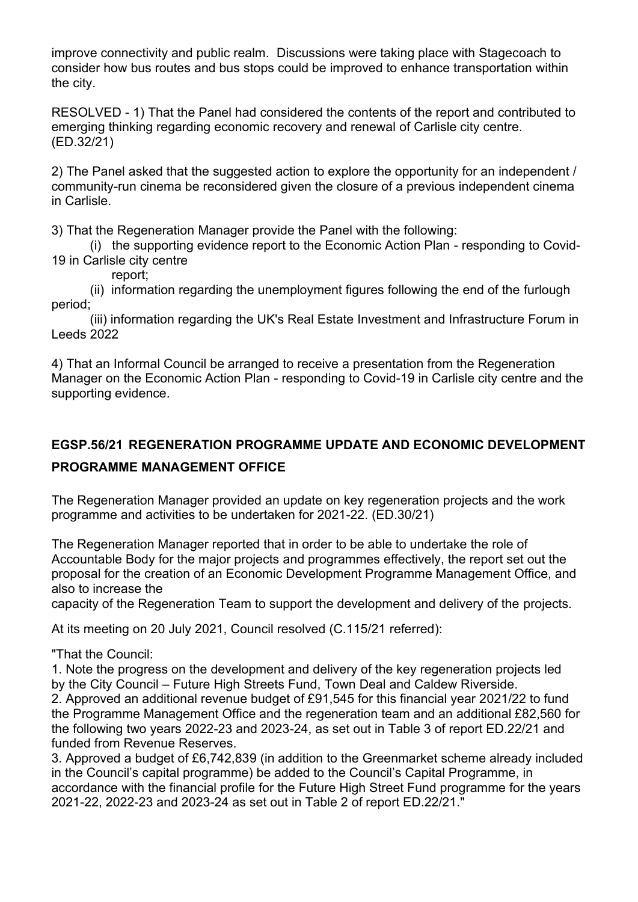improve connectivity and public realm. Discussions were taking place with Stagecoach to consider how bus routes and bus stops could be improved to enhance transportation within the city.

RESOLVED - 1) That the Panel had considered the contents of the report and contributed to emerging thinking regarding economic recovery and renewal of Carlisle city centre. (ED.32/21)

2) The Panel asked that the suggested action to explore the opportunity for an independent / community-run cinema be reconsidered given the closure of a previous independent cinema in Carlisle.

3) That the Regeneration Manager provide the Panel with the following:

(i) the supporting evidence report to the Economic Action Plan - responding to Covid-19 in Carlisle city centre report;

(ii) information regarding the unemployment figures following the end of the furlough period;

(iii) information regarding the UK's Real Estate Investment and Infrastructure Forum in Leeds 2022

4) That an Informal Council be arranged to receive a presentation from the Regeneration Manager on the Economic Action Plan - responding to Covid-19 in Carlisle city centre and the supporting evidence.

## EGSP.56/21 REGENERATION PROGRAMME UPDATE AND ECONOMIC DEVELOPMENT PROGRAMME MANAGEMENT OFFICE

The Regeneration Manager provided an update on key regeneration projects and the work programme and activities to be undertaken for 2021-22. (ED.30/21)

The Regeneration Manager reported that in order to be able to undertake the role of Accountable Body for the major projects and programmes effectively, the report set out the proposal for the creation of an Economic Development Programme Management Office, and also to increase the capacity of the Regeneration Team to support the development and delivery of the projects.

At its meeting on 20 July 2021, Council resolved (C.115/21 referred):

"That the Council:

1. Note the progress on the development and delivery of the key regeneration projects led by the City Council – Future High Streets Fund, Town Deal and Caldew Riverside.
2. Approved an additional revenue budget of £91,545 for this financial year 2021/22 to fund the Programme Management Office and the regeneration team and an additional £82,560 for the following two years 2022-23 and 2023-24, as set out in Table 3 of report ED.22/21 and funded from Revenue Reserves.
3. Approved a budget of £6,742,839 (in addition to the Greenmarket scheme already included in the Council's capital programme) be added to the Council's Capital Programme, in accordance with the financial profile for the Future High Street Fund programme for the years 2021-22, 2022-23 and 2023-24 as set out in Table 2 of report ED.22/21."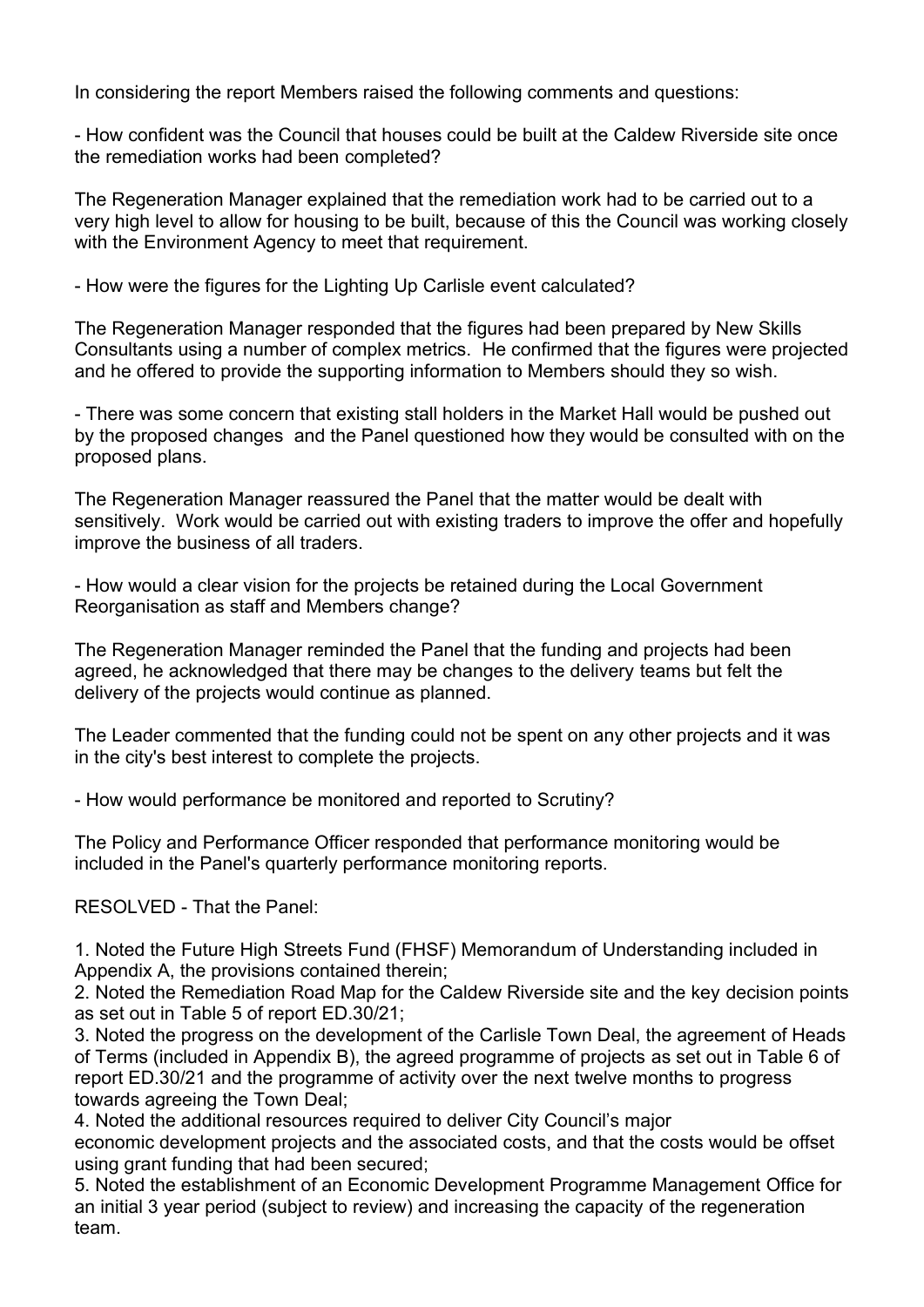In considering the report Members raised the following comments and questions:

- How confident was the Council that houses could be built at the Caldew Riverside site once the remediation works had been completed?

The Regeneration Manager explained that the remediation work had to be carried out to a very high level to allow for housing to be built, because of this the Council was working closely with the Environment Agency to meet that requirement.

- How were the figures for the Lighting Up Carlisle event calculated?

The Regeneration Manager responded that the figures had been prepared by New Skills Consultants using a number of complex metrics. He confirmed that the figures were projected and he offered to provide the supporting information to Members should they so wish.

- There was some concern that existing stall holders in the Market Hall would be pushed out by the proposed changes and the Panel questioned how they would be consulted with on the proposed plans.

The Regeneration Manager reassured the Panel that the matter would be dealt with sensitively. Work would be carried out with existing traders to improve the offer and hopefully improve the business of all traders.

- How would a clear vision for the projects be retained during the Local Government Reorganisation as staff and Members change?

The Regeneration Manager reminded the Panel that the funding and projects had been agreed, he acknowledged that there may be changes to the delivery teams but felt the delivery of the projects would continue as planned.

The Leader commented that the funding could not be spent on any other projects and it was in the city's best interest to complete the projects.

- How would performance be monitored and reported to Scrutiny?

The Policy and Performance Officer responded that performance monitoring would be included in the Panel's quarterly performance monitoring reports.

RESOLVED - That the Panel:

1. Noted the Future High Streets Fund (FHSF) Memorandum of Understanding included in Appendix A, the provisions contained therein;
2. Noted the Remediation Road Map for the Caldew Riverside site and the key decision points as set out in Table 5 of report ED.30/21;
3. Noted the progress on the development of the Carlisle Town Deal, the agreement of Heads of Terms (included in Appendix B), the agreed programme of projects as set out in Table 6 of report ED.30/21 and the programme of activity over the next twelve months to progress towards agreeing the Town Deal;
4. Noted the additional resources required to deliver City Council's major economic development projects and the associated costs, and that the costs would be offset using grant funding that had been secured;
5. Noted the establishment of an Economic Development Programme Management Office for an initial 3 year period (subject to review) and increasing the capacity of the regeneration team.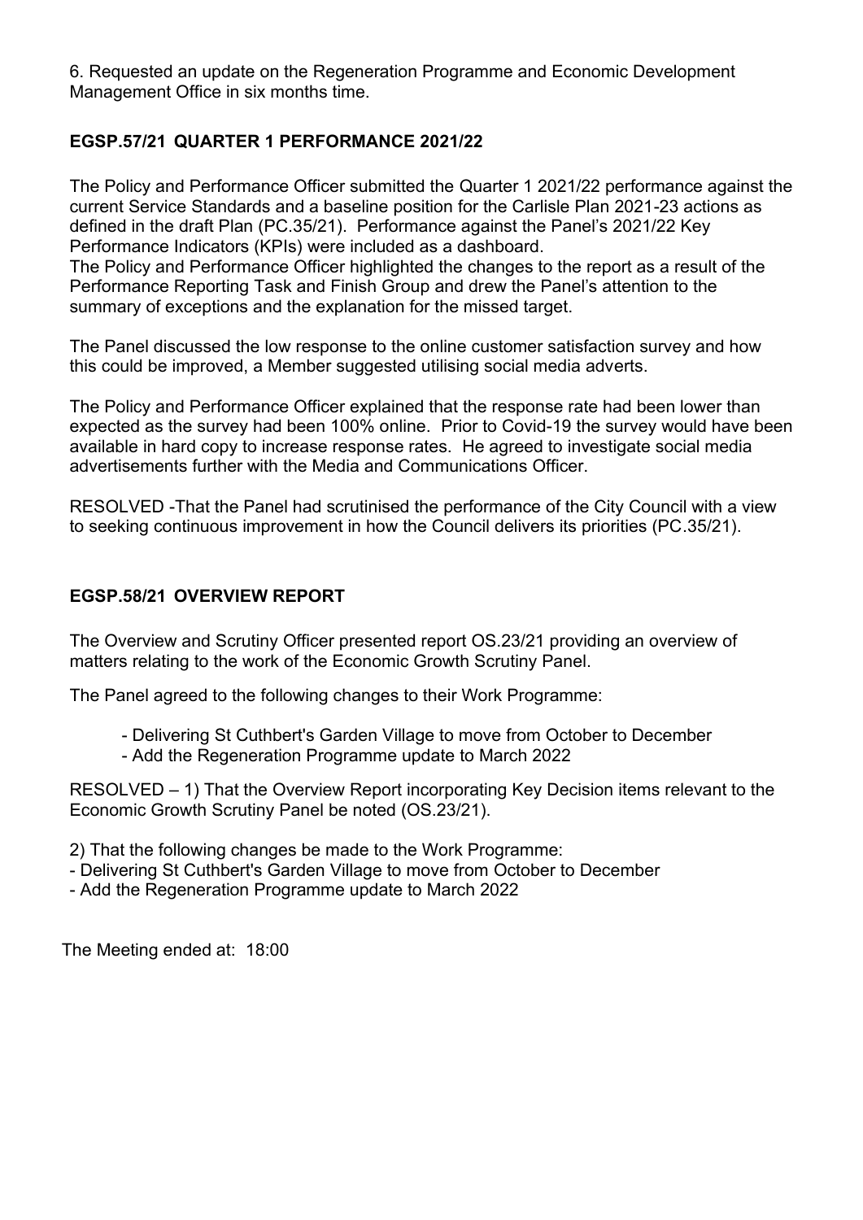6. Requested an update on the Regeneration Programme and Economic Development Management Office in six months time.

### EGSP.57/21 QUARTER 1 PERFORMANCE 2021/22

The Policy and Performance Officer submitted the Quarter 1 2021/22 performance against the current Service Standards and a baseline position for the Carlisle Plan 2021-23 actions as defined in the draft Plan (PC.35/21). Performance against the Panel's 2021/22 Key Performance Indicators (KPIs) were included as a dashboard.
The Policy and Performance Officer highlighted the changes to the report as a result of the Performance Reporting Task and Finish Group and drew the Panel's attention to the summary of exceptions and the explanation for the missed target.

The Panel discussed the low response to the online customer satisfaction survey and how this could be improved, a Member suggested utilising social media adverts.

The Policy and Performance Officer explained that the response rate had been lower than expected as the survey had been 100% online. Prior to Covid-19 the survey would have been available in hard copy to increase response rates. He agreed to investigate social media advertisements further with the Media and Communications Officer.

RESOLVED -That the Panel had scrutinised the performance of the City Council with a view to seeking continuous improvement in how the Council delivers its priorities (PC.35/21).

### EGSP.58/21 OVERVIEW REPORT

The Overview and Scrutiny Officer presented report OS.23/21 providing an overview of matters relating to the work of the Economic Growth Scrutiny Panel.

The Panel agreed to the following changes to their Work Programme:

- Delivering St Cuthbert's Garden Village to move from October to December
- Add the Regeneration Programme update to March 2022

RESOLVED – 1) That the Overview Report incorporating Key Decision items relevant to the Economic Growth Scrutiny Panel be noted (OS.23/21).

2) That the following changes be made to the Work Programme:
- Delivering St Cuthbert's Garden Village to move from October to December
- Add the Regeneration Programme update to March 2022

The Meeting ended at: 18:00